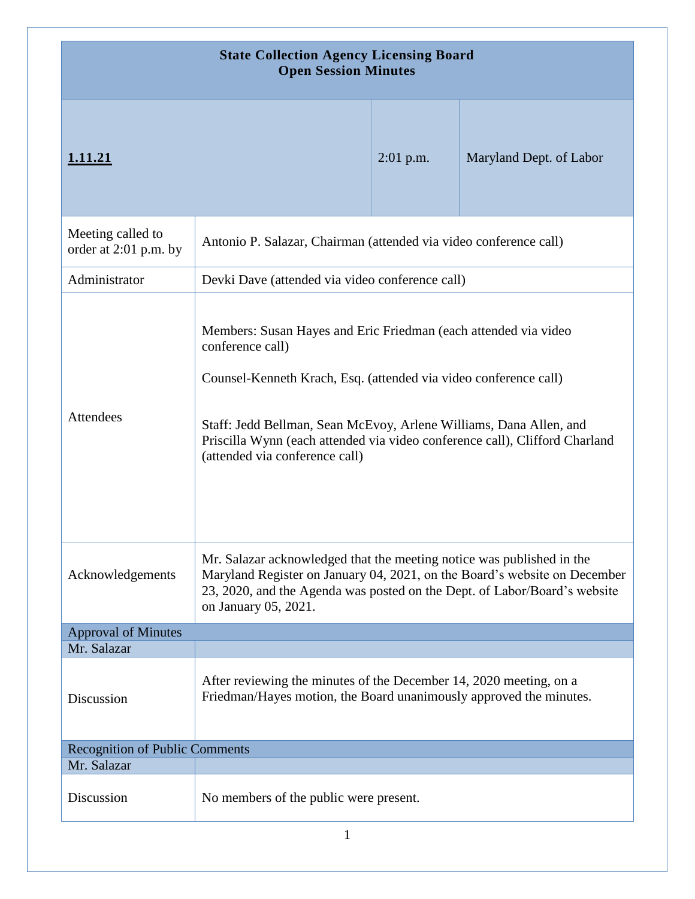# State Collection Agency Licensing Board
## Open Session Minutes

| **1.11.21** | 2:01 p.m. | Maryland Dept. of Labor |
|---|---|---|

| | |
|---|---|
| Meeting called to order at 2:01 p.m. by | Antonio P. Salazar, Chairman (attended via video conference call) |
| Administrator | Devki Dave (attended via video conference call) |
| Attendees | Members: Susan Hayes and Eric Friedman (each attended via video conference call)<br><br>Counsel-Kenneth Krach, Esq. (attended via video conference call)<br><br>Staff: Jedd Bellman, Sean McEvoy, Arlene Williams, Dana Allen, and Priscilla Wynn (each attended via video conference call), Clifford Charland (attended via conference call) |
| Acknowledgements | Mr. Salazar acknowledged that the meeting notice was published in the Maryland Register on January 04, 2021, on the Board's website on December 23, 2020, and the Agenda was posted on the Dept. of Labor/Board's website on January 05, 2021. |

### Approval of Minutes

| Mr. Salazar | |
|---|---|
| Discussion | After reviewing the minutes of the December 14, 2020 meeting, on a Friedman/Hayes motion, the Board unanimously approved the minutes. |

### Recognition of Public Comments

| Mr. Salazar | |
|---|---|
| Discussion | No members of the public were present. |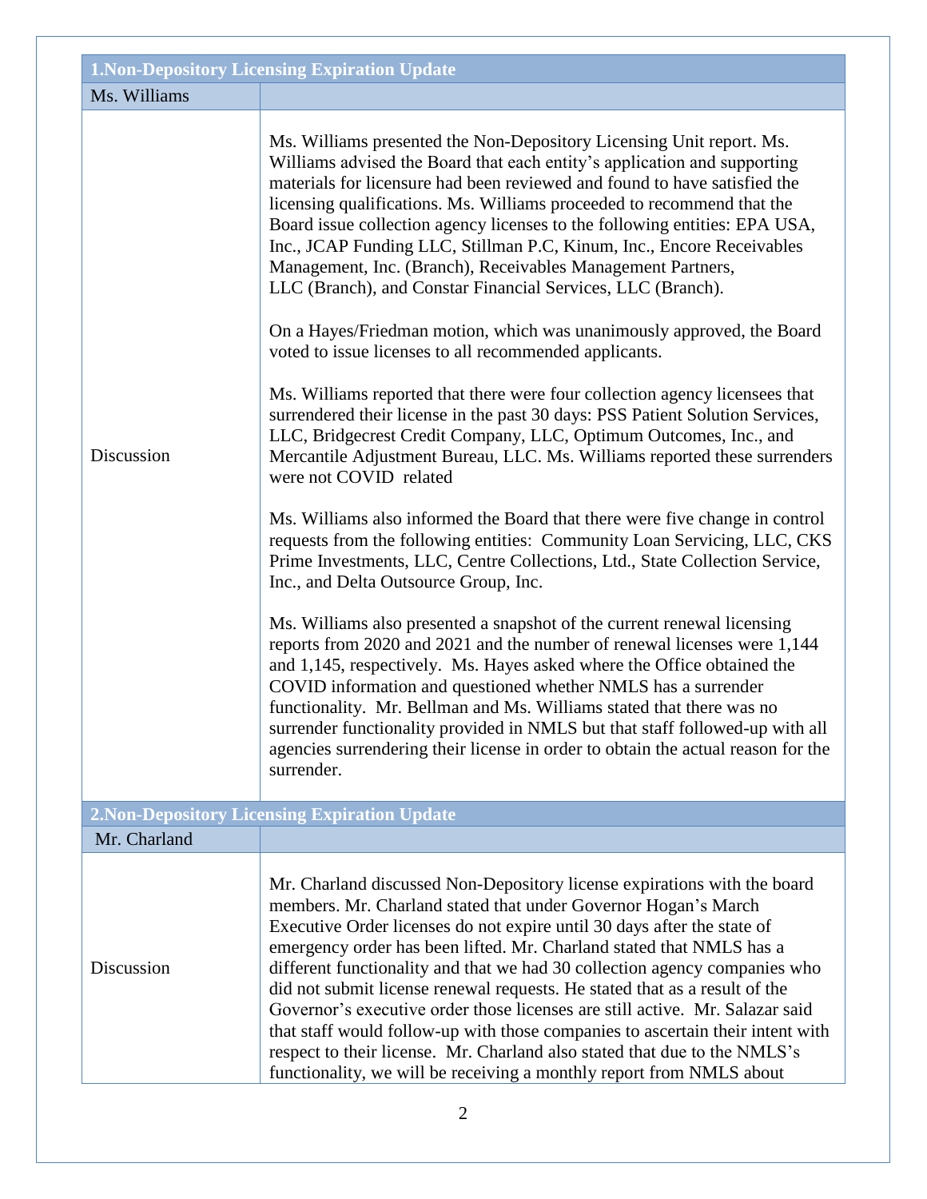| 1.Non-Depository Licensing Expiration Update | |
|---|---|
| Ms. Williams | |
| Discussion | Ms. Williams presented the Non-Depository Licensing Unit report. Ms. Williams advised the Board that each entity's application and supporting materials for licensure had been reviewed and found to have satisfied the licensing qualifications. Ms. Williams proceeded to recommend that the Board issue collection agency licenses to the following entities: EPA USA, Inc., JCAP Funding LLC, Stillman P.C, Kinum, Inc., Encore Receivables Management, Inc. (Branch), Receivables Management Partners, LLC (Branch), and Constar Financial Services, LLC (Branch).<br><br>On a Hayes/Friedman motion, which was unanimously approved, the Board voted to issue licenses to all recommended applicants.<br><br>Ms. Williams reported that there were four collection agency licensees that surrendered their license in the past 30 days: PSS Patient Solution Services, LLC, Bridgecrest Credit Company, LLC, Optimum Outcomes, Inc., and Mercantile Adjustment Bureau, LLC. Ms. Williams reported these surrenders were not COVID related<br><br>Ms. Williams also informed the Board that there were five change in control requests from the following entities: Community Loan Servicing, LLC, CKS Prime Investments, LLC, Centre Collections, Ltd., State Collection Service, Inc., and Delta Outsource Group, Inc.<br><br>Ms. Williams also presented a snapshot of the current renewal licensing reports from 2020 and 2021 and the number of renewal licenses were 1,144 and 1,145, respectively. Ms. Hayes asked where the Office obtained the COVID information and questioned whether NMLS has a surrender functionality. Mr. Bellman and Ms. Williams stated that there was no surrender functionality provided in NMLS but that staff followed-up with all agencies surrendering their license in order to obtain the actual reason for the surrender. |

| 2.Non-Depository Licensing Expiration Update | |
|---|---|
| Mr. Charland | |
| Discussion | Mr. Charland discussed Non-Depository license expirations with the board members. Mr. Charland stated that under Governor Hogan's March Executive Order licenses do not expire until 30 days after the state of emergency order has been lifted. Mr. Charland stated that NMLS has a different functionality and that we had 30 collection agency companies who did not submit license renewal requests. He stated that as a result of the Governor's executive order those licenses are still active. Mr. Salazar said that staff would follow-up with those companies to ascertain their intent with respect to their license. Mr. Charland also stated that due to the NMLS's functionality, we will be receiving a monthly report from NMLS about |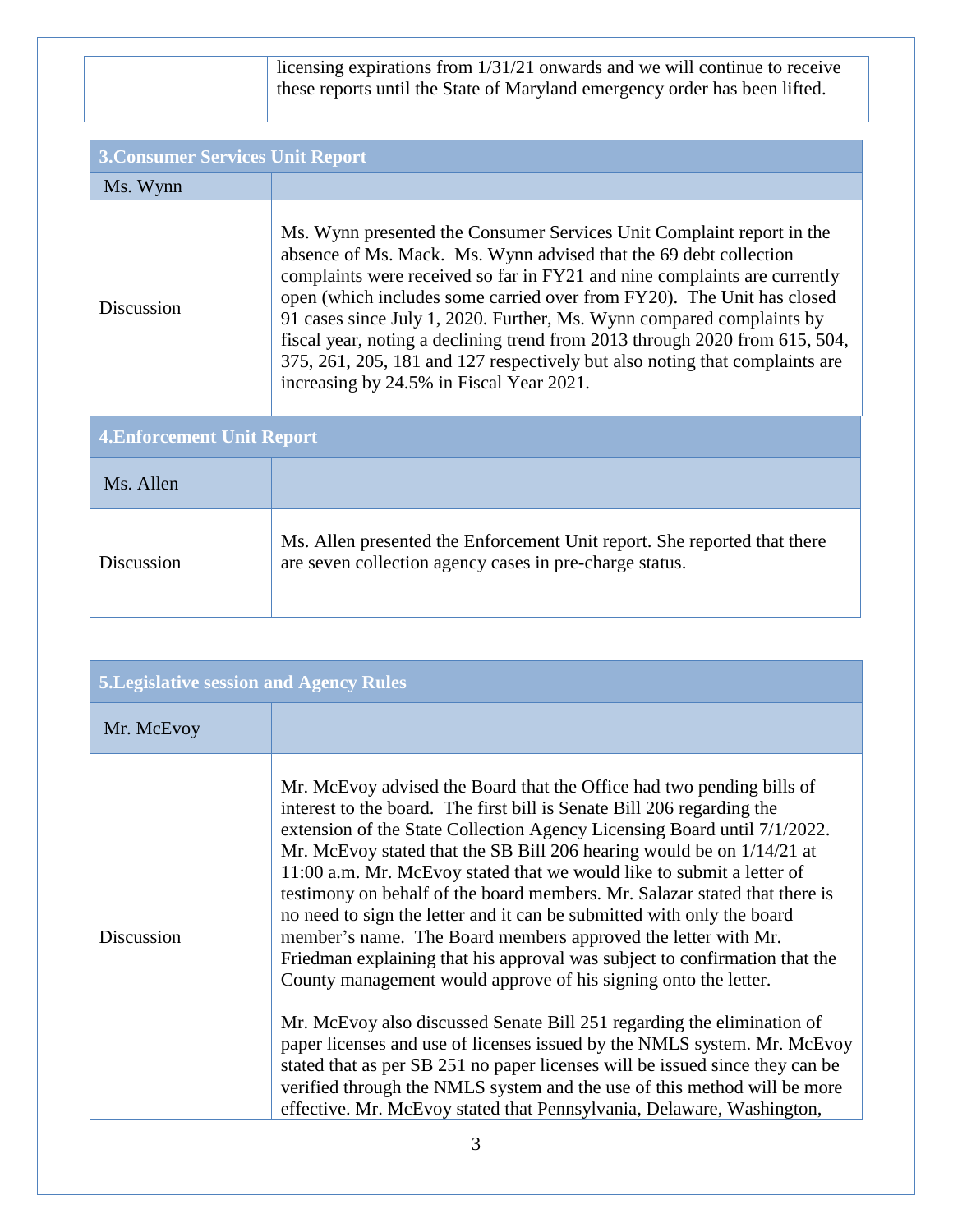| | licensing expirations from 1/31/21 onwards and we will continue to receive these reports until the State of Maryland emergency order has been lifted. |
|---|---|

| **3.Consumer Services Unit Report** | |
|---|---|
| Ms. Wynn | |
| Discussion | Ms. Wynn presented the Consumer Services Unit Complaint report in the absence of Ms. Mack. Ms. Wynn advised that the 69 debt collection complaints were received so far in FY21 and nine complaints are currently open (which includes some carried over from FY20). The Unit has closed 91 cases since July 1, 2020. Further, Ms. Wynn compared complaints by fiscal year, noting a declining trend from 2013 through 2020 from 615, 504, 375, 261, 205, 181 and 127 respectively but also noting that complaints are increasing by 24.5% in Fiscal Year 2021. |

| **4.Enforcement Unit Report** | |
|---|---|
| Ms. Allen | |
| Discussion | Ms. Allen presented the Enforcement Unit report. She reported that there are seven collection agency cases in pre-charge status. |

| **5.Legislative session and Agency Rules** | |
|---|---|
| Mr. McEvoy | |
| Discussion | Mr. McEvoy advised the Board that the Office had two pending bills of interest to the board. The first bill is Senate Bill 206 regarding the extension of the State Collection Agency Licensing Board until 7/1/2022. Mr. McEvoy stated that the SB Bill 206 hearing would be on 1/14/21 at 11:00 a.m. Mr. McEvoy stated that we would like to submit a letter of testimony on behalf of the board members. Mr. Salazar stated that there is no need to sign the letter and it can be submitted with only the board member's name. The Board members approved the letter with Mr. Friedman explaining that his approval was subject to confirmation that the County management would approve of his signing onto the letter.<br><br>Mr. McEvoy also discussed Senate Bill 251 regarding the elimination of paper licenses and use of licenses issued by the NMLS system. Mr. McEvoy stated that as per SB 251 no paper licenses will be issued since they can be verified through the NMLS system and the use of this method will be more effective. Mr. McEvoy stated that Pennsylvania, Delaware, Washington, |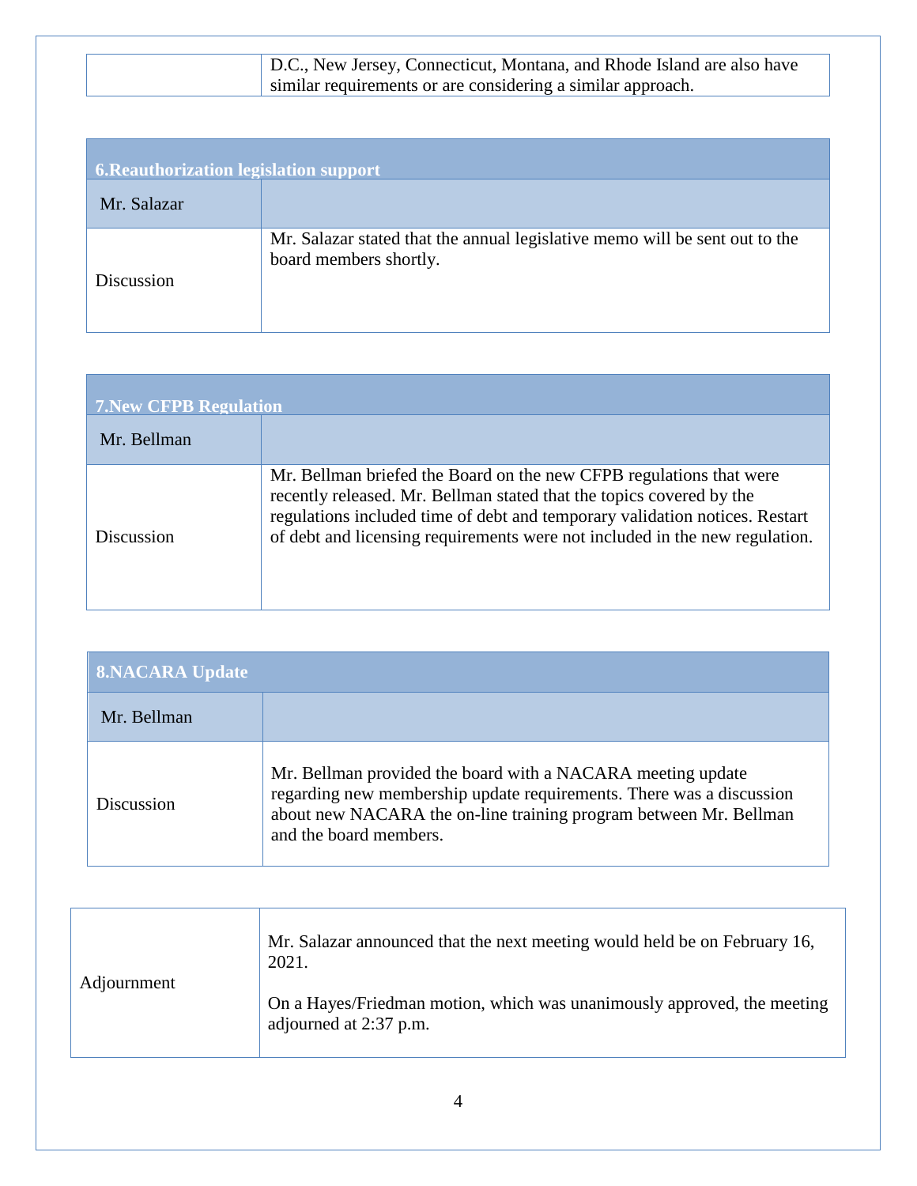| | |
|---|---|
| | D.C., New Jersey, Connecticut, Montana, and Rhode Island are also have similar requirements or are considering a similar approach. |

| **6.Reauthorization legislation support** | |
|---|---|
| Mr. Salazar | |
| Discussion | Mr. Salazar stated that the annual legislative memo will be sent out to the board members shortly. |

| **7.New CFPB Regulation** | |
|---|---|
| Mr. Bellman | |
| Discussion | Mr. Bellman briefed the Board on the new CFPB regulations that were recently released. Mr. Bellman stated that the topics covered by the regulations included time of debt and temporary validation notices. Restart of debt and licensing requirements were not included in the new regulation. |

| **8.NACARA Update** | |
|---|---|
| Mr. Bellman | |
| Discussion | Mr. Bellman provided the board with a NACARA meeting update regarding new membership update requirements. There was a discussion about new NACARA the on-line training program between Mr. Bellman and the board members. |

| | |
|---|---|
| Adjournment | Mr. Salazar announced that the next meeting would held be on February 16, 2021.<br><br>On a Hayes/Friedman motion, which was unanimously approved, the meeting adjourned at 2:37 p.m. |